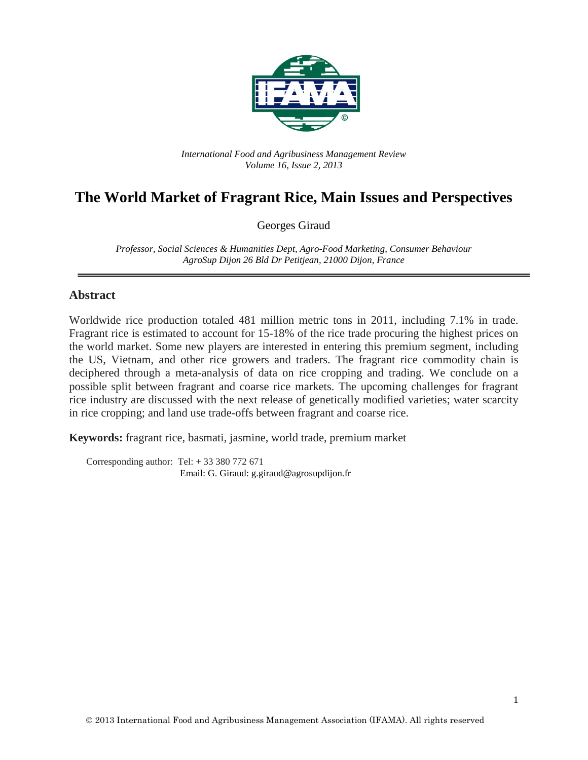*International Food and Agribusiness Management Review*
*Volume 16, Issue 2, 2013*

# The World Market of Fragrant Rice, Main Issues and Perspectives

Georges Giraud

*Professor, Social Sciences & Humanities Dept, Agro-Food Marketing, Consumer Behaviour*
*AgroSup Dijon 26 Bld Dr Petitjean, 21000 Dijon, France*

## Abstract

Worldwide rice production totaled 481 million metric tons in 2011, including 7.1% in trade. Fragrant rice is estimated to account for 15-18% of the rice trade procuring the highest prices on the world market. Some new players are interested in entering this premium segment, including the US, Vietnam, and other rice growers and traders. The fragrant rice commodity chain is deciphered through a meta-analysis of data on rice cropping and trading. We conclude on a possible split between fragrant and coarse rice markets. The upcoming challenges for fragrant rice industry are discussed with the next release of genetically modified varieties; water scarcity in rice cropping; and land use trade-offs between fragrant and coarse rice.

**Keywords:** fragrant rice, basmati, jasmine, world trade, premium market

Corresponding author: Tel: + 33 380 772 671
Email: G. Giraud: g.giraud@agrosupdijon.fr

© 2013 International Food and Agribusiness Management Association (IFAMA). All rights reserved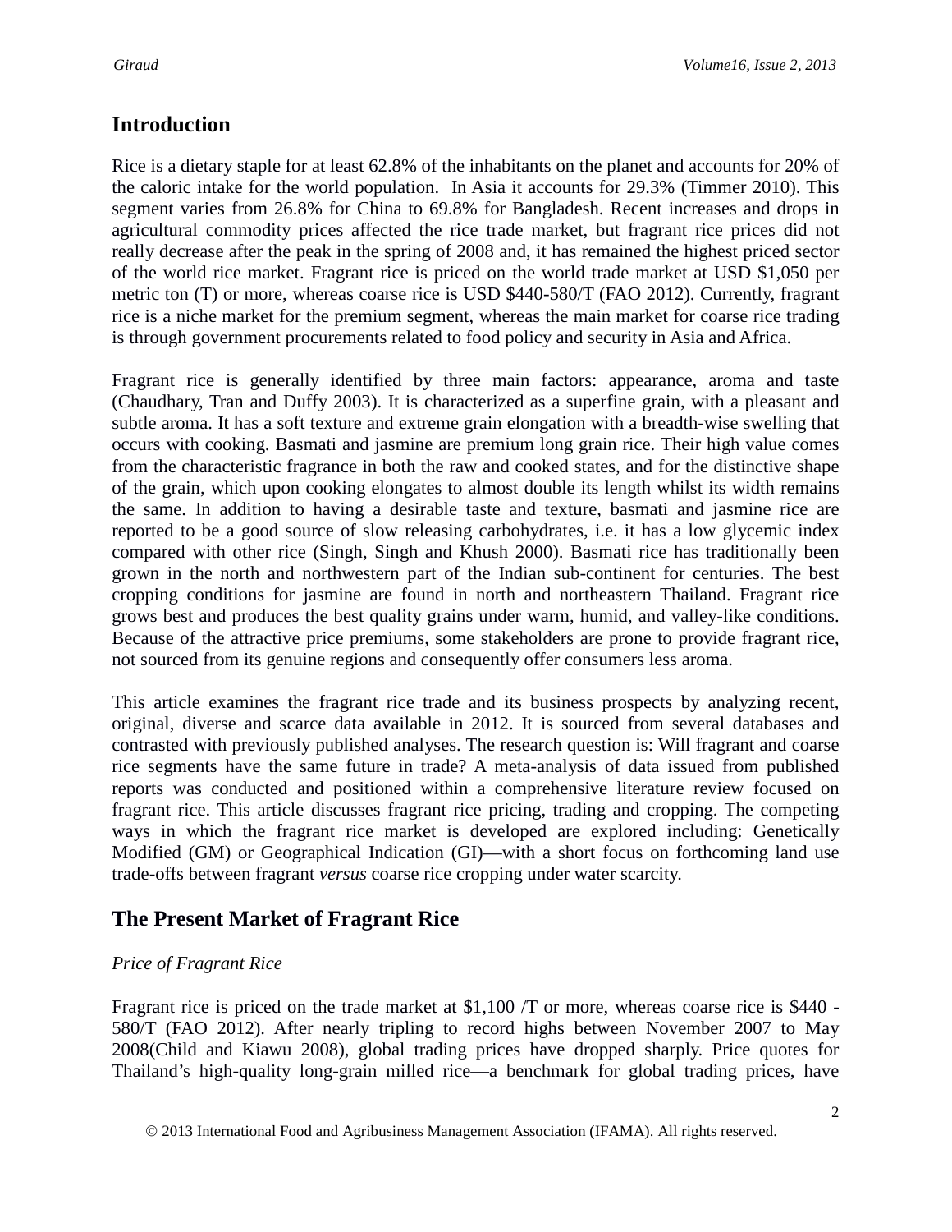## Introduction

Rice is a dietary staple for at least 62.8% of the inhabitants on the planet and accounts for 20% of the caloric intake for the world population. In Asia it accounts for 29.3% (Timmer 2010). This segment varies from 26.8% for China to 69.8% for Bangladesh. Recent increases and drops in agricultural commodity prices affected the rice trade market, but fragrant rice prices did not really decrease after the peak in the spring of 2008 and, it has remained the highest priced sector of the world rice market. Fragrant rice is priced on the world trade market at USD $1,050 per metric ton (T) or more, whereas coarse rice is USD $440-580/T (FAO 2012). Currently, fragrant rice is a niche market for the premium segment, whereas the main market for coarse rice trading is through government procurements related to food policy and security in Asia and Africa.

Fragrant rice is generally identified by three main factors: appearance, aroma and taste (Chaudhary, Tran and Duffy 2003). It is characterized as a superfine grain, with a pleasant and subtle aroma. It has a soft texture and extreme grain elongation with a breadth-wise swelling that occurs with cooking. Basmati and jasmine are premium long grain rice. Their high value comes from the characteristic fragrance in both the raw and cooked states, and for the distinctive shape of the grain, which upon cooking elongates to almost double its length whilst its width remains the same. In addition to having a desirable taste and texture, basmati and jasmine rice are reported to be a good source of slow releasing carbohydrates, i.e. it has a low glycemic index compared with other rice (Singh, Singh and Khush 2000). Basmati rice has traditionally been grown in the north and northwestern part of the Indian sub-continent for centuries. The best cropping conditions for jasmine are found in north and northeastern Thailand. Fragrant rice grows best and produces the best quality grains under warm, humid, and valley-like conditions. Because of the attractive price premiums, some stakeholders are prone to provide fragrant rice, not sourced from its genuine regions and consequently offer consumers less aroma.

This article examines the fragrant rice trade and its business prospects by analyzing recent, original, diverse and scarce data available in 2012. It is sourced from several databases and contrasted with previously published analyses. The research question is: Will fragrant and coarse rice segments have the same future in trade? A meta-analysis of data issued from published reports was conducted and positioned within a comprehensive literature review focused on fragrant rice. This article discusses fragrant rice pricing, trading and cropping. The competing ways in which the fragrant rice market is developed are explored including: Genetically Modified (GM) or Geographical Indication (GI)—with a short focus on forthcoming land use trade-offs between fragrant *versus* coarse rice cropping under water scarcity.

## The Present Market of Fragrant Rice

### *Price of Fragrant Rice*

Fragrant rice is priced on the trade market at $1,100 /T or more, whereas coarse rice is $440 - 580/T (FAO 2012). After nearly tripling to record highs between November 2007 to May 2008(Child and Kiawu 2008), global trading prices have dropped sharply. Price quotes for Thailand's high-quality long-grain milled rice—a benchmark for global trading prices, have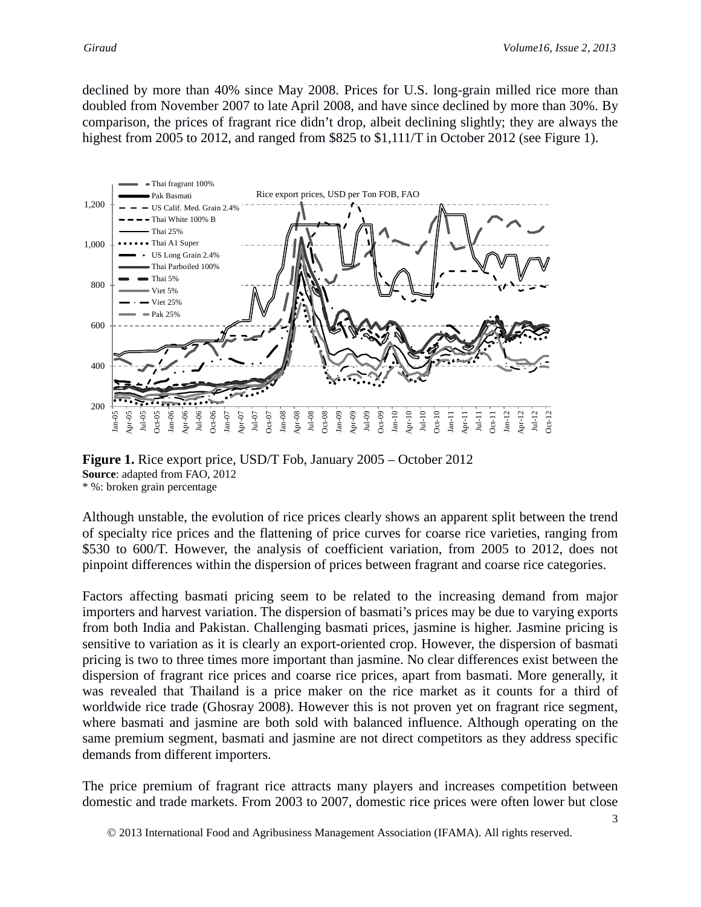declined by more than 40% since May 2008. Prices for U.S. long-grain milled rice more than doubled from November 2007 to late April 2008, and have since declined by more than 30%. By comparison, the prices of fragrant rice didn't drop, albeit declining slightly; they are always the highest from 2005 to 2012, and ranged from \$825 to \$1,111/T in October 2012 (see Figure 1).

**Figure 1.** Rice export price, USD/T Fob, January 2005 – October 2012
**Source**: adapted from FAO, 2012
\* %: broken grain percentage

Although unstable, the evolution of rice prices clearly shows an apparent split between the trend of specialty rice prices and the flattening of price curves for coarse rice varieties, ranging from \$530 to 600/T. However, the analysis of coefficient variation, from 2005 to 2012, does not pinpoint differences within the dispersion of prices between fragrant and coarse rice categories.

Factors affecting basmati pricing seem to be related to the increasing demand from major importers and harvest variation. The dispersion of basmati's prices may be due to varying exports from both India and Pakistan. Challenging basmati prices, jasmine is higher. Jasmine pricing is sensitive to variation as it is clearly an export-oriented crop. However, the dispersion of basmati pricing is two to three times more important than jasmine. No clear differences exist between the dispersion of fragrant rice prices and coarse rice prices, apart from basmati. More generally, it was revealed that Thailand is a price maker on the rice market as it counts for a third of worldwide rice trade (Ghosray 2008). However this is not proven yet on fragrant rice segment, where basmati and jasmine are both sold with balanced influence. Although operating on the same premium segment, basmati and jasmine are not direct competitors as they address specific demands from different importers.

The price premium of fragrant rice attracts many players and increases competition between domestic and trade markets. From 2003 to 2007, domestic rice prices were often lower but close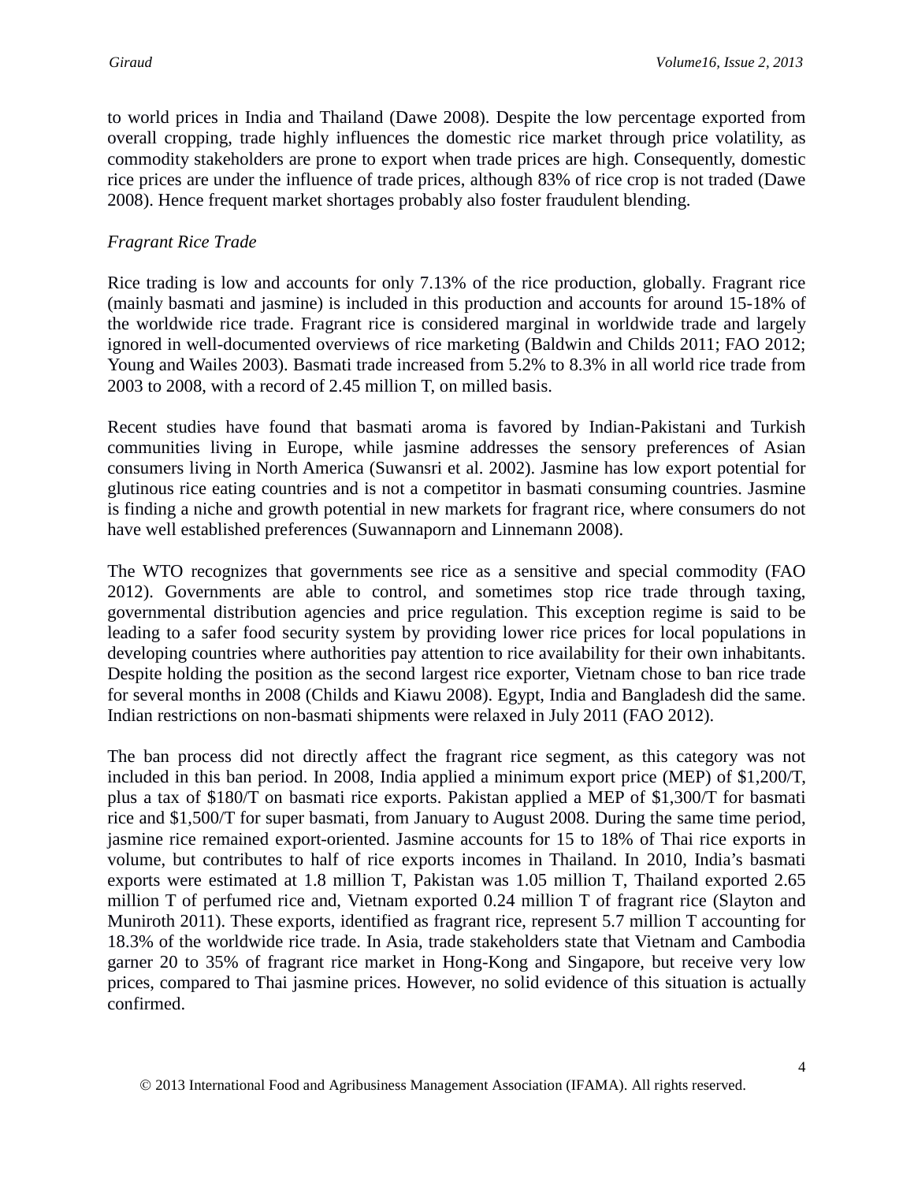to world prices in India and Thailand (Dawe 2008). Despite the low percentage exported from overall cropping, trade highly influences the domestic rice market through price volatility, as commodity stakeholders are prone to export when trade prices are high. Consequently, domestic rice prices are under the influence of trade prices, although 83% of rice crop is not traded (Dawe 2008). Hence frequent market shortages probably also foster fraudulent blending.

*Fragrant Rice Trade*

Rice trading is low and accounts for only 7.13% of the rice production, globally. Fragrant rice (mainly basmati and jasmine) is included in this production and accounts for around 15-18% of the worldwide rice trade. Fragrant rice is considered marginal in worldwide trade and largely ignored in well-documented overviews of rice marketing (Baldwin and Childs 2011; FAO 2012; Young and Wailes 2003). Basmati trade increased from 5.2% to 8.3% in all world rice trade from 2003 to 2008, with a record of 2.45 million T, on milled basis.

Recent studies have found that basmati aroma is favored by Indian-Pakistani and Turkish communities living in Europe, while jasmine addresses the sensory preferences of Asian consumers living in North America (Suwansri et al. 2002). Jasmine has low export potential for glutinous rice eating countries and is not a competitor in basmati consuming countries. Jasmine is finding a niche and growth potential in new markets for fragrant rice, where consumers do not have well established preferences (Suwannaporn and Linnemann 2008).

The WTO recognizes that governments see rice as a sensitive and special commodity (FAO 2012). Governments are able to control, and sometimes stop rice trade through taxing, governmental distribution agencies and price regulation. This exception regime is said to be leading to a safer food security system by providing lower rice prices for local populations in developing countries where authorities pay attention to rice availability for their own inhabitants. Despite holding the position as the second largest rice exporter, Vietnam chose to ban rice trade for several months in 2008 (Childs and Kiawu 2008). Egypt, India and Bangladesh did the same. Indian restrictions on non-basmati shipments were relaxed in July 2011 (FAO 2012).

The ban process did not directly affect the fragrant rice segment, as this category was not included in this ban period. In 2008, India applied a minimum export price (MEP) of $1,200/T, plus a tax of $180/T on basmati rice exports. Pakistan applied a MEP of $1,300/T for basmati rice and $1,500/T for super basmati, from January to August 2008. During the same time period, jasmine rice remained export-oriented. Jasmine accounts for 15 to 18% of Thai rice exports in volume, but contributes to half of rice exports incomes in Thailand. In 2010, India's basmati exports were estimated at 1.8 million T, Pakistan was 1.05 million T, Thailand exported 2.65 million T of perfumed rice and, Vietnam exported 0.24 million T of fragrant rice (Slayton and Muniroth 2011). These exports, identified as fragrant rice, represent 5.7 million T accounting for 18.3% of the worldwide rice trade. In Asia, trade stakeholders state that Vietnam and Cambodia garner 20 to 35% of fragrant rice market in Hong-Kong and Singapore, but receive very low prices, compared to Thai jasmine prices. However, no solid evidence of this situation is actually confirmed.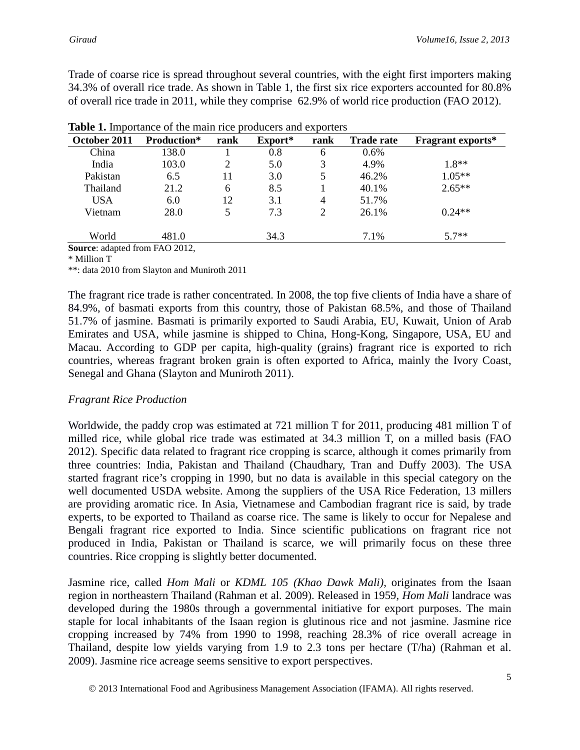Trade of coarse rice is spread throughout several countries, with the eight first importers making 34.3% of overall rice trade. As shown in Table 1, the first six rice exporters accounted for 80.8% of overall rice trade in 2011, while they comprise 62.9% of world rice production (FAO 2012).

**Table 1.** Importance of the main rice producers and exporters

| October 2011 | Production* | rank | Export* | rank | Trade rate | Fragrant exports* |
|---|---|---|---|---|---|---|
| China | 138.0 | 1 | 0.8 | 6 | 0.6% | |
| India | 103.0 | 2 | 5.0 | 3 | 4.9% | 1.8** |
| Pakistan | 6.5 | 11 | 3.0 | 5 | 46.2% | 1.05** |
| Thailand | 21.2 | 6 | 8.5 | 1 | 40.1% | 2.65** |
| USA | 6.0 | 12 | 3.1 | 4 | 51.7% | |
| Vietnam | 28.0 | 5 | 7.3 | 2 | 26.1% | 0.24** |
| World | 481.0 | | 34.3 | | 7.1% | 5.7** |

**Source**: adapted from FAO 2012,

\* Million T

\*\*: data 2010 from Slayton and Muniroth 2011

The fragrant rice trade is rather concentrated. In 2008, the top five clients of India have a share of 84.9%, of basmati exports from this country, those of Pakistan 68.5%, and those of Thailand 51.7% of jasmine. Basmati is primarily exported to Saudi Arabia, EU, Kuwait, Union of Arab Emirates and USA, while jasmine is shipped to China, Hong-Kong, Singapore, USA, EU and Macau. According to GDP per capita, high-quality (grains) fragrant rice is exported to rich countries, whereas fragrant broken grain is often exported to Africa, mainly the Ivory Coast, Senegal and Ghana (Slayton and Muniroth 2011).

*Fragrant Rice Production*

Worldwide, the paddy crop was estimated at 721 million T for 2011, producing 481 million T of milled rice, while global rice trade was estimated at 34.3 million T, on a milled basis (FAO 2012). Specific data related to fragrant rice cropping is scarce, although it comes primarily from three countries: India, Pakistan and Thailand (Chaudhary, Tran and Duffy 2003). The USA started fragrant rice's cropping in 1990, but no data is available in this special category on the well documented USDA website. Among the suppliers of the USA Rice Federation, 13 millers are providing aromatic rice. In Asia, Vietnamese and Cambodian fragrant rice is said, by trade experts, to be exported to Thailand as coarse rice. The same is likely to occur for Nepalese and Bengali fragrant rice exported to India. Since scientific publications on fragrant rice not produced in India, Pakistan or Thailand is scarce, we will primarily focus on these three countries. Rice cropping is slightly better documented.

Jasmine rice, called *Hom Mali* or *KDML 105 (Khao Dawk Mali)*, originates from the Isaan region in northeastern Thailand (Rahman et al. 2009). Released in 1959, *Hom Mali* landrace was developed during the 1980s through a governmental initiative for export purposes. The main staple for local inhabitants of the Isaan region is glutinous rice and not jasmine. Jasmine rice cropping increased by 74% from 1990 to 1998, reaching 28.3% of rice overall acreage in Thailand, despite low yields varying from 1.9 to 2.3 tons per hectare (T/ha) (Rahman et al. 2009). Jasmine rice acreage seems sensitive to export perspectives.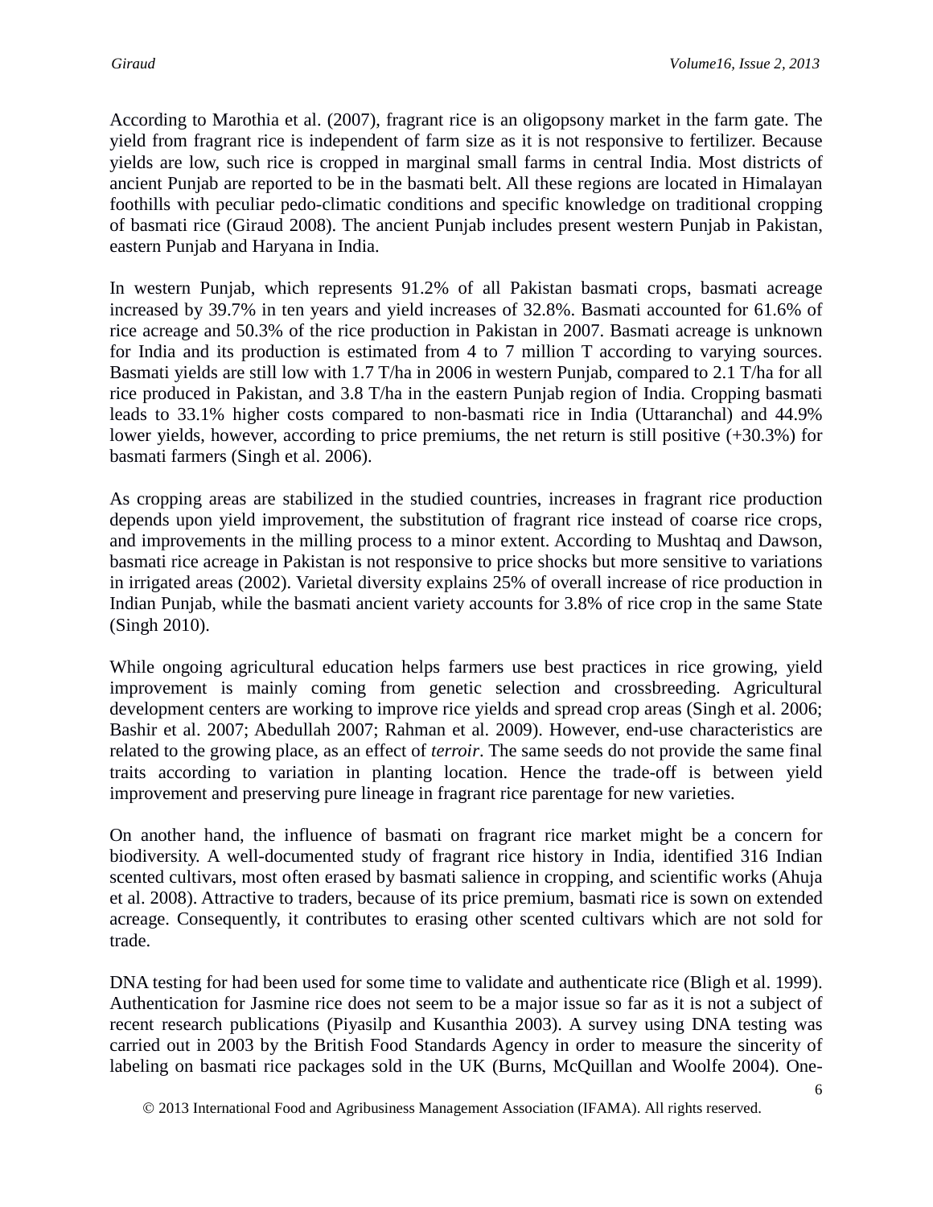According to Marothia et al. (2007), fragrant rice is an oligopsony market in the farm gate. The yield from fragrant rice is independent of farm size as it is not responsive to fertilizer. Because yields are low, such rice is cropped in marginal small farms in central India. Most districts of ancient Punjab are reported to be in the basmati belt. All these regions are located in Himalayan foothills with peculiar pedo-climatic conditions and specific knowledge on traditional cropping of basmati rice (Giraud 2008). The ancient Punjab includes present western Punjab in Pakistan, eastern Punjab and Haryana in India.

In western Punjab, which represents 91.2% of all Pakistan basmati crops, basmati acreage increased by 39.7% in ten years and yield increases of 32.8%. Basmati accounted for 61.6% of rice acreage and 50.3% of the rice production in Pakistan in 2007. Basmati acreage is unknown for India and its production is estimated from 4 to 7 million T according to varying sources. Basmati yields are still low with 1.7 T/ha in 2006 in western Punjab, compared to 2.1 T/ha for all rice produced in Pakistan, and 3.8 T/ha in the eastern Punjab region of India. Cropping basmati leads to 33.1% higher costs compared to non-basmati rice in India (Uttaranchal) and 44.9% lower yields, however, according to price premiums, the net return is still positive (+30.3%) for basmati farmers (Singh et al. 2006).

As cropping areas are stabilized in the studied countries, increases in fragrant rice production depends upon yield improvement, the substitution of fragrant rice instead of coarse rice crops, and improvements in the milling process to a minor extent. According to Mushtaq and Dawson, basmati rice acreage in Pakistan is not responsive to price shocks but more sensitive to variations in irrigated areas (2002). Varietal diversity explains 25% of overall increase of rice production in Indian Punjab, while the basmati ancient variety accounts for 3.8% of rice crop in the same State (Singh 2010).

While ongoing agricultural education helps farmers use best practices in rice growing, yield improvement is mainly coming from genetic selection and crossbreeding. Agricultural development centers are working to improve rice yields and spread crop areas (Singh et al. 2006; Bashir et al. 2007; Abedullah 2007; Rahman et al. 2009). However, end-use characteristics are related to the growing place, as an effect of *terroir*. The same seeds do not provide the same final traits according to variation in planting location. Hence the trade-off is between yield improvement and preserving pure lineage in fragrant rice parentage for new varieties.

On another hand, the influence of basmati on fragrant rice market might be a concern for biodiversity. A well-documented study of fragrant rice history in India, identified 316 Indian scented cultivars, most often erased by basmati salience in cropping, and scientific works (Ahuja et al. 2008). Attractive to traders, because of its price premium, basmati rice is sown on extended acreage. Consequently, it contributes to erasing other scented cultivars which are not sold for trade.

DNA testing for had been used for some time to validate and authenticate rice (Bligh et al. 1999). Authentication for Jasmine rice does not seem to be a major issue so far as it is not a subject of recent research publications (Piyasilp and Kusanthia 2003). A survey using DNA testing was carried out in 2003 by the British Food Standards Agency in order to measure the sincerity of labeling on basmati rice packages sold in the UK (Burns, McQuillan and Woolfe 2004). One-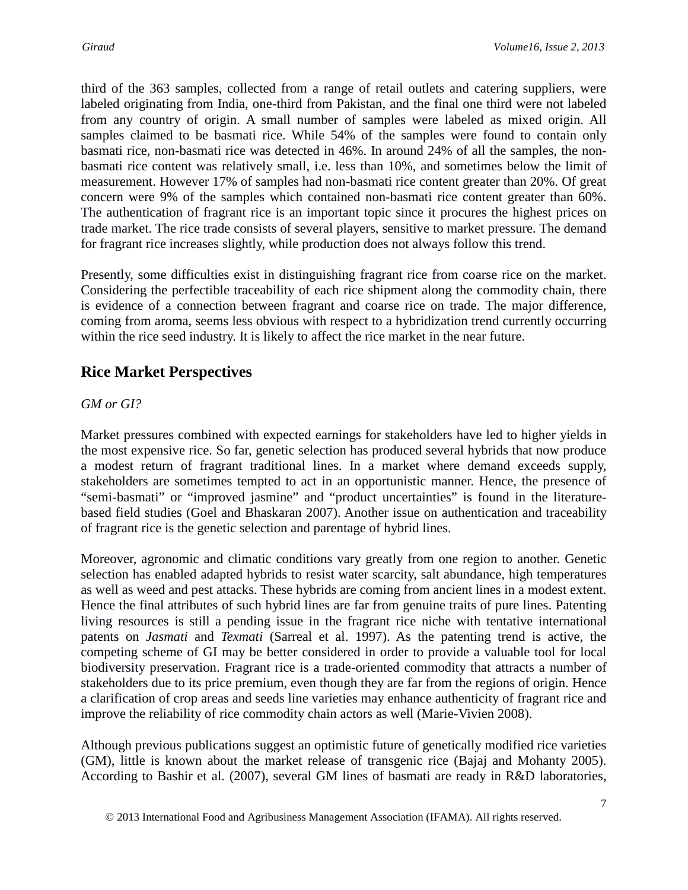third of the 363 samples, collected from a range of retail outlets and catering suppliers, were labeled originating from India, one-third from Pakistan, and the final one third were not labeled from any country of origin. A small number of samples were labeled as mixed origin. All samples claimed to be basmati rice. While 54% of the samples were found to contain only basmati rice, non-basmati rice was detected in 46%. In around 24% of all the samples, the non-basmati rice content was relatively small, i.e. less than 10%, and sometimes below the limit of measurement. However 17% of samples had non-basmati rice content greater than 20%. Of great concern were 9% of the samples which contained non-basmati rice content greater than 60%. The authentication of fragrant rice is an important topic since it procures the highest prices on trade market. The rice trade consists of several players, sensitive to market pressure. The demand for fragrant rice increases slightly, while production does not always follow this trend.

Presently, some difficulties exist in distinguishing fragrant rice from coarse rice on the market. Considering the perfectible traceability of each rice shipment along the commodity chain, there is evidence of a connection between fragrant and coarse rice on trade. The major difference, coming from aroma, seems less obvious with respect to a hybridization trend currently occurring within the rice seed industry. It is likely to affect the rice market in the near future.

## Rice Market Perspectives

*GM or GI?*

Market pressures combined with expected earnings for stakeholders have led to higher yields in the most expensive rice. So far, genetic selection has produced several hybrids that now produce a modest return of fragrant traditional lines. In a market where demand exceeds supply, stakeholders are sometimes tempted to act in an opportunistic manner. Hence, the presence of "semi-basmati" or "improved jasmine" and "product uncertainties" is found in the literature-based field studies (Goel and Bhaskaran 2007). Another issue on authentication and traceability of fragrant rice is the genetic selection and parentage of hybrid lines.

Moreover, agronomic and climatic conditions vary greatly from one region to another. Genetic selection has enabled adapted hybrids to resist water scarcity, salt abundance, high temperatures as well as weed and pest attacks. These hybrids are coming from ancient lines in a modest extent. Hence the final attributes of such hybrid lines are far from genuine traits of pure lines. Patenting living resources is still a pending issue in the fragrant rice niche with tentative international patents on *Jasmati* and *Texmati* (Sarreal et al. 1997). As the patenting trend is active, the competing scheme of GI may be better considered in order to provide a valuable tool for local biodiversity preservation. Fragrant rice is a trade-oriented commodity that attracts a number of stakeholders due to its price premium, even though they are far from the regions of origin. Hence a clarification of crop areas and seeds line varieties may enhance authenticity of fragrant rice and improve the reliability of rice commodity chain actors as well (Marie-Vivien 2008).

Although previous publications suggest an optimistic future of genetically modified rice varieties (GM), little is known about the market release of transgenic rice (Bajaj and Mohanty 2005). According to Bashir et al. (2007), several GM lines of basmati are ready in R&D laboratories,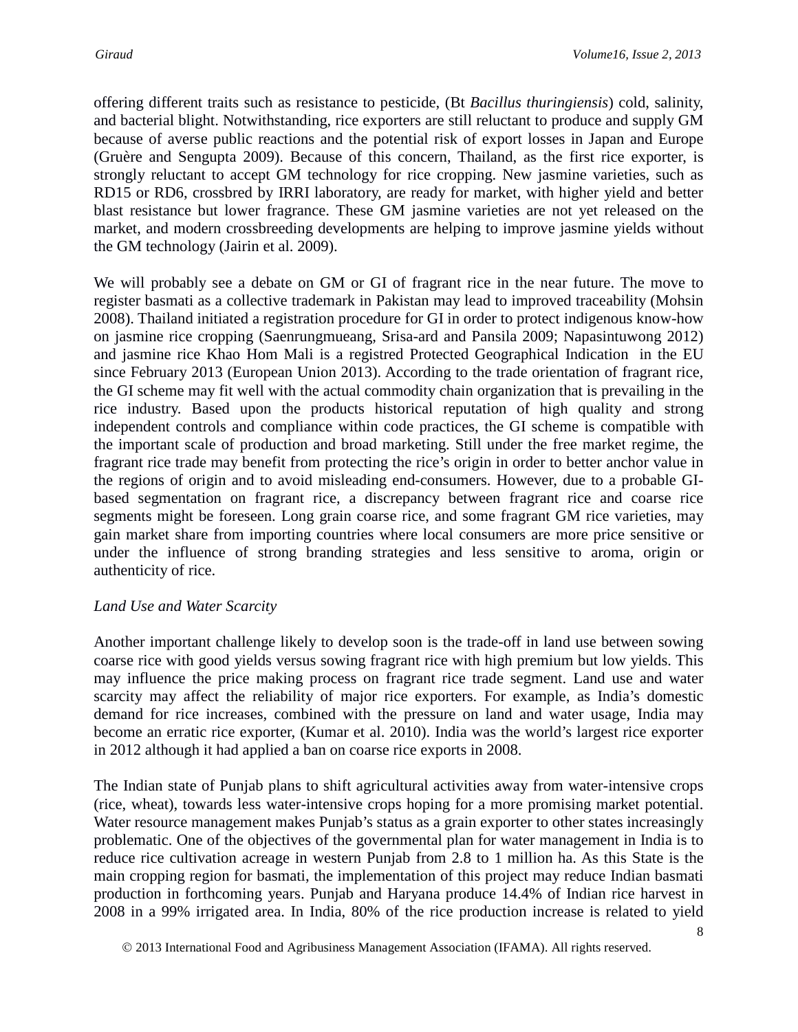offering different traits such as resistance to pesticide, (Bt *Bacillus thuringiensis*) cold, salinity, and bacterial blight. Notwithstanding, rice exporters are still reluctant to produce and supply GM because of averse public reactions and the potential risk of export losses in Japan and Europe (Gruère and Sengupta 2009). Because of this concern, Thailand, as the first rice exporter, is strongly reluctant to accept GM technology for rice cropping. New jasmine varieties, such as RD15 or RD6, crossbred by IRRI laboratory, are ready for market, with higher yield and better blast resistance but lower fragrance. These GM jasmine varieties are not yet released on the market, and modern crossbreeding developments are helping to improve jasmine yields without the GM technology (Jairin et al. 2009).

We will probably see a debate on GM or GI of fragrant rice in the near future. The move to register basmati as a collective trademark in Pakistan may lead to improved traceability (Mohsin 2008). Thailand initiated a registration procedure for GI in order to protect indigenous know-how on jasmine rice cropping (Saenrungmueang, Srisa-ard and Pansila 2009; Napasintuwong 2012) and jasmine rice Khao Hom Mali is a registred Protected Geographical Indication in the EU since February 2013 (European Union 2013). According to the trade orientation of fragrant rice, the GI scheme may fit well with the actual commodity chain organization that is prevailing in the rice industry. Based upon the products historical reputation of high quality and strong independent controls and compliance within code practices, the GI scheme is compatible with the important scale of production and broad marketing. Still under the free market regime, the fragrant rice trade may benefit from protecting the rice's origin in order to better anchor value in the regions of origin and to avoid misleading end-consumers. However, due to a probable GI-based segmentation on fragrant rice, a discrepancy between fragrant rice and coarse rice segments might be foreseen. Long grain coarse rice, and some fragrant GM rice varieties, may gain market share from importing countries where local consumers are more price sensitive or under the influence of strong branding strategies and less sensitive to aroma, origin or authenticity of rice.

*Land Use and Water Scarcity*

Another important challenge likely to develop soon is the trade-off in land use between sowing coarse rice with good yields versus sowing fragrant rice with high premium but low yields. This may influence the price making process on fragrant rice trade segment. Land use and water scarcity may affect the reliability of major rice exporters. For example, as India's domestic demand for rice increases, combined with the pressure on land and water usage, India may become an erratic rice exporter, (Kumar et al. 2010). India was the world's largest rice exporter in 2012 although it had applied a ban on coarse rice exports in 2008.

The Indian state of Punjab plans to shift agricultural activities away from water-intensive crops (rice, wheat), towards less water-intensive crops hoping for a more promising market potential. Water resource management makes Punjab's status as a grain exporter to other states increasingly problematic. One of the objectives of the governmental plan for water management in India is to reduce rice cultivation acreage in western Punjab from 2.8 to 1 million ha. As this State is the main cropping region for basmati, the implementation of this project may reduce Indian basmati production in forthcoming years. Punjab and Haryana produce 14.4% of Indian rice harvest in 2008 in a 99% irrigated area. In India, 80% of the rice production increase is related to yield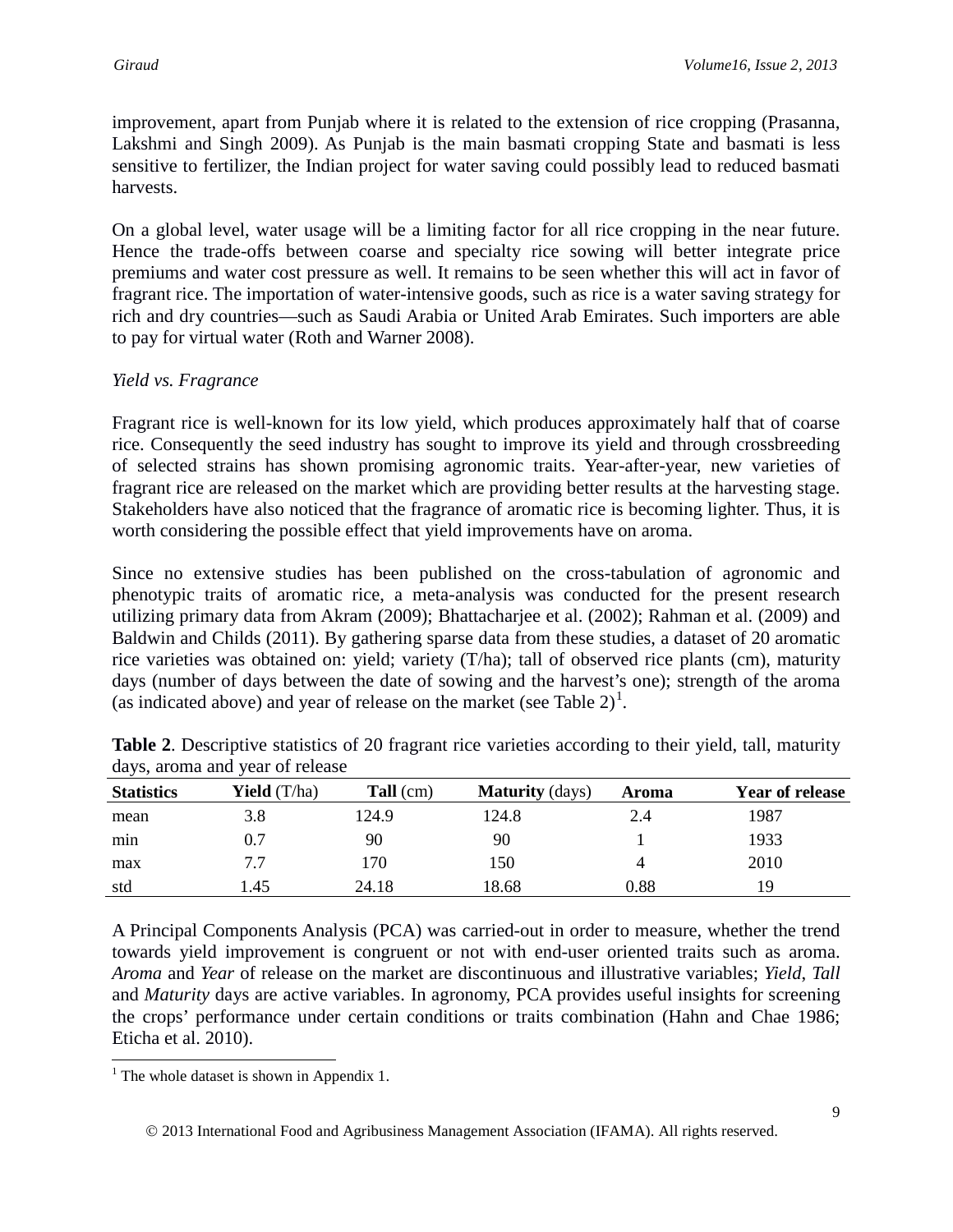improvement, apart from Punjab where it is related to the extension of rice cropping (Prasanna, Lakshmi and Singh 2009). As Punjab is the main basmati cropping State and basmati is less sensitive to fertilizer, the Indian project for water saving could possibly lead to reduced basmati harvests.

On a global level, water usage will be a limiting factor for all rice cropping in the near future. Hence the trade-offs between coarse and specialty rice sowing will better integrate price premiums and water cost pressure as well. It remains to be seen whether this will act in favor of fragrant rice. The importation of water-intensive goods, such as rice is a water saving strategy for rich and dry countries—such as Saudi Arabia or United Arab Emirates. Such importers are able to pay for virtual water (Roth and Warner 2008).

### *Yield vs. Fragrance*

Fragrant rice is well-known for its low yield, which produces approximately half that of coarse rice. Consequently the seed industry has sought to improve its yield and through crossbreeding of selected strains has shown promising agronomic traits. Year-after-year, new varieties of fragrant rice are released on the market which are providing better results at the harvesting stage. Stakeholders have also noticed that the fragrance of aromatic rice is becoming lighter. Thus, it is worth considering the possible effect that yield improvements have on aroma.

Since no extensive studies has been published on the cross-tabulation of agronomic and phenotypic traits of aromatic rice, a meta-analysis was conducted for the present research utilizing primary data from Akram (2009); Bhattacharjee et al. (2002); Rahman et al. (2009) and Baldwin and Childs (2011). By gathering sparse data from these studies, a dataset of 20 aromatic rice varieties was obtained on: yield; variety (T/ha); tall of observed rice plants (cm), maturity days (number of days between the date of sowing and the harvest's one); strength of the aroma (as indicated above) and year of release on the market (see Table 2)[1].

**Table 2**. Descriptive statistics of 20 fragrant rice varieties according to their yield, tall, maturity days, aroma and year of release

| Statistics | **Yield** (T/ha) | **Tall** (cm) | **Maturity** (days) | Aroma | Year of release |
|---|---|---|---|---|---|
| mean | 3.8 | 124.9 | 124.8 | 2.4 | 1987 |
| min | 0.7 | 90 | 90 | 1 | 1933 |
| max | 7.7 | 170 | 150 | 4 | 2010 |
| std | 1.45 | 24.18 | 18.68 | 0.88 | 19 |

A Principal Components Analysis (PCA) was carried-out in order to measure, whether the trend towards yield improvement is congruent or not with end-user oriented traits such as aroma. *Aroma* and *Year* of release on the market are discontinuous and illustrative variables; *Yield*, *Tall* and *Maturity* days are active variables. In agronomy, PCA provides useful insights for screening the crops' performance under certain conditions or traits combination (Hahn and Chae 1986; Eticha et al. 2010).

[1] The whole dataset is shown in Appendix 1.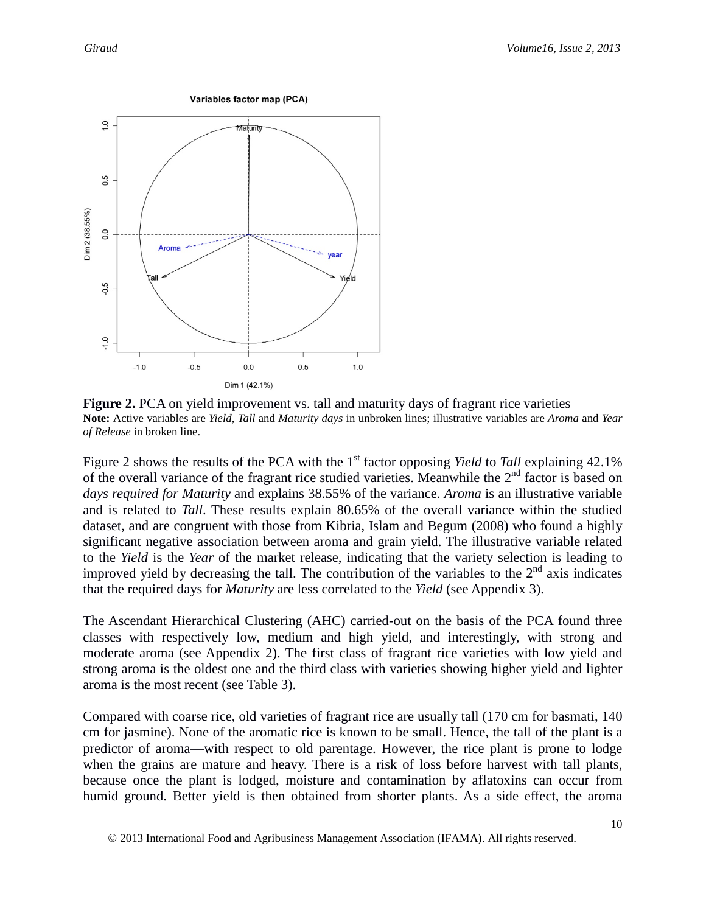**Figure 2.** PCA on yield improvement vs. tall and maturity days of fragrant rice varieties
**Note:** Active variables are *Yield*, *Tall* and *Maturity days* in unbroken lines; illustrative variables are *Aroma* and *Year of Release* in broken line.

Figure 2 shows the results of the PCA with the 1st factor opposing *Yield* to *Tall* explaining 42.1% of the overall variance of the fragrant rice studied varieties. Meanwhile the 2nd factor is based on *days required for Maturity* and explains 38.55% of the variance. *Aroma* is an illustrative variable and is related to *Tall*. These results explain 80.65% of the overall variance within the studied dataset, and are congruent with those from Kibria, Islam and Begum (2008) who found a highly significant negative association between aroma and grain yield. The illustrative variable related to the *Yield* is the *Year* of the market release, indicating that the variety selection is leading to improved yield by decreasing the tall. The contribution of the variables to the 2nd axis indicates that the required days for *Maturity* are less correlated to the *Yield* (see Appendix 3).

The Ascendant Hierarchical Clustering (AHC) carried-out on the basis of the PCA found three classes with respectively low, medium and high yield, and interestingly, with strong and moderate aroma (see Appendix 2). The first class of fragrant rice varieties with low yield and strong aroma is the oldest one and the third class with varieties showing higher yield and lighter aroma is the most recent (see Table 3).

Compared with coarse rice, old varieties of fragrant rice are usually tall (170 cm for basmati, 140 cm for jasmine). None of the aromatic rice is known to be small. Hence, the tall of the plant is a predictor of aroma—with respect to old parentage. However, the rice plant is prone to lodge when the grains are mature and heavy. There is a risk of loss before harvest with tall plants, because once the plant is lodged, moisture and contamination by aflatoxins can occur from humid ground. Better yield is then obtained from shorter plants. As a side effect, the aroma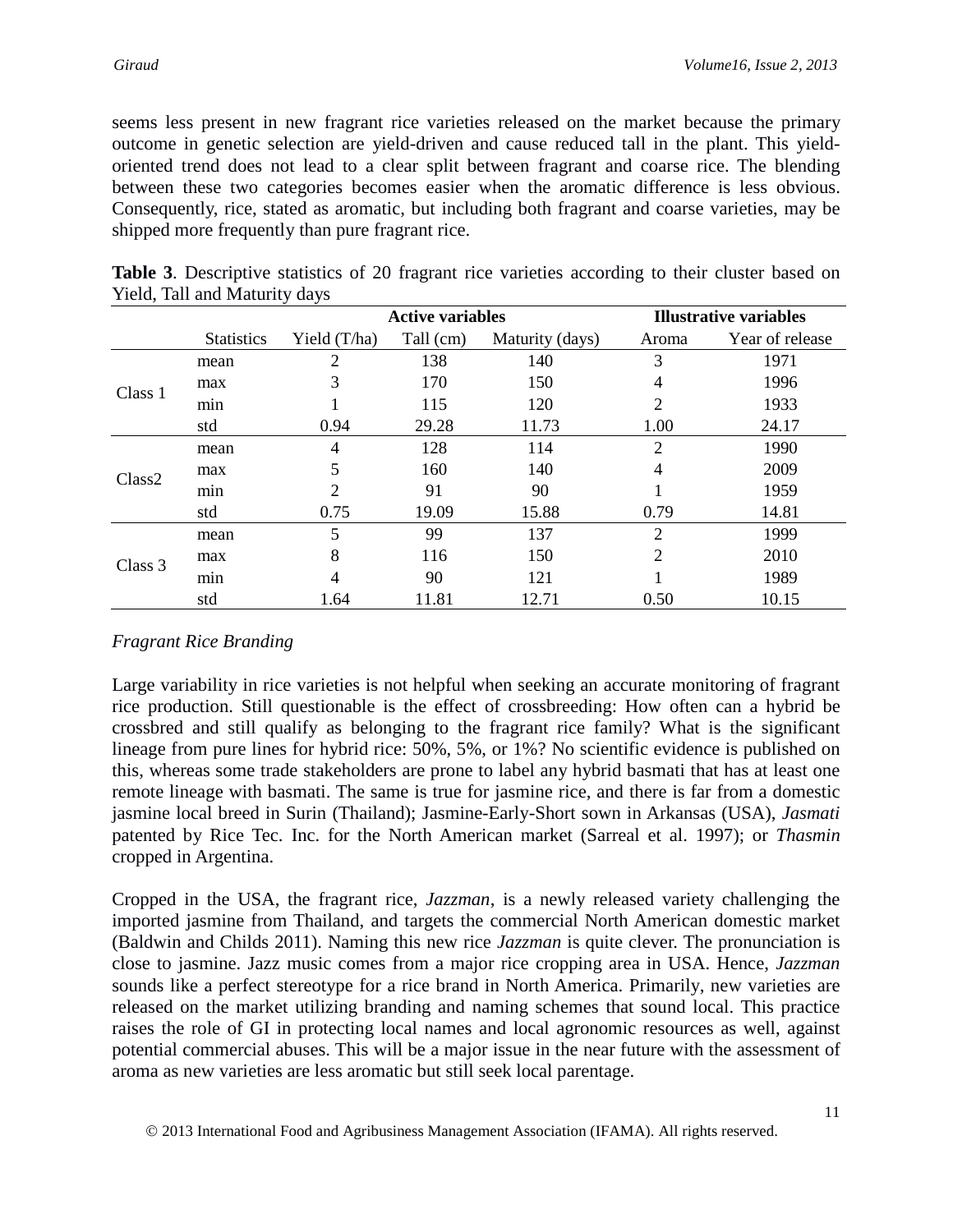seems less present in new fragrant rice varieties released on the market because the primary outcome in genetic selection are yield-driven and cause reduced tall in the plant. This yield-oriented trend does not lead to a clear split between fragrant and coarse rice. The blending between these two categories becomes easier when the aromatic difference is less obvious. Consequently, rice, stated as aromatic, but including both fragrant and coarse varieties, may be shipped more frequently than pure fragrant rice.

**Table 3**. Descriptive statistics of 20 fragrant rice varieties according to their cluster based on Yield, Tall and Maturity days

| | | **Active variables** | | | **Illustrative variables** | |
|---|---|---|---|---|---|---|
| | Statistics | Yield (T/ha) | Tall (cm) | Maturity (days) | Aroma | Year of release |
| Class 1 | mean | 2 | 138 | 140 | 3 | 1971 |
| | max | 3 | 170 | 150 | 4 | 1996 |
| | min | 1 | 115 | 120 | 2 | 1933 |
| | std | 0.94 | 29.28 | 11.73 | 1.00 | 24.17 |
| Class2 | mean | 4 | 128 | 114 | 2 | 1990 |
| | max | 5 | 160 | 140 | 4 | 2009 |
| | min | 2 | 91 | 90 | 1 | 1959 |
| | std | 0.75 | 19.09 | 15.88 | 0.79 | 14.81 |
| Class 3 | mean | 5 | 99 | 137 | 2 | 1999 |
| | max | 8 | 116 | 150 | 2 | 2010 |
| | min | 4 | 90 | 121 | 1 | 1989 |
| | std | 1.64 | 11.81 | 12.71 | 0.50 | 10.15 |

*Fragrant Rice Branding*

Large variability in rice varieties is not helpful when seeking an accurate monitoring of fragrant rice production. Still questionable is the effect of crossbreeding: How often can a hybrid be crossbred and still qualify as belonging to the fragrant rice family? What is the significant lineage from pure lines for hybrid rice: 50%, 5%, or 1%? No scientific evidence is published on this, whereas some trade stakeholders are prone to label any hybrid basmati that has at least one remote lineage with basmati. The same is true for jasmine rice, and there is far from a domestic jasmine local breed in Surin (Thailand); Jasmine-Early-Short sown in Arkansas (USA), *Jasmati* patented by Rice Tec. Inc. for the North American market (Sarreal et al. 1997); or *Thasmin* cropped in Argentina.

Cropped in the USA, the fragrant rice, *Jazzman*, is a newly released variety challenging the imported jasmine from Thailand, and targets the commercial North American domestic market (Baldwin and Childs 2011). Naming this new rice *Jazzman* is quite clever. The pronunciation is close to jasmine. Jazz music comes from a major rice cropping area in USA. Hence, *Jazzman* sounds like a perfect stereotype for a rice brand in North America. Primarily, new varieties are released on the market utilizing branding and naming schemes that sound local. This practice raises the role of GI in protecting local names and local agronomic resources as well, against potential commercial abuses. This will be a major issue in the near future with the assessment of aroma as new varieties are less aromatic but still seek local parentage.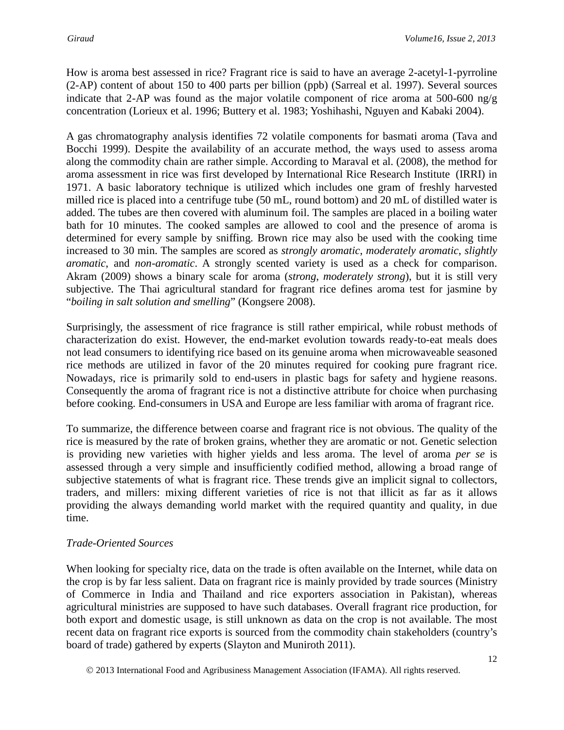How is aroma best assessed in rice? Fragrant rice is said to have an average 2-acetyl-1-pyrroline (2-AP) content of about 150 to 400 parts per billion (ppb) (Sarreal et al. 1997). Several sources indicate that 2-AP was found as the major volatile component of rice aroma at 500-600 ng/g concentration (Lorieux et al. 1996; Buttery et al. 1983; Yoshihashi, Nguyen and Kabaki 2004).

A gas chromatography analysis identifies 72 volatile components for basmati aroma (Tava and Bocchi 1999). Despite the availability of an accurate method, the ways used to assess aroma along the commodity chain are rather simple. According to Maraval et al. (2008), the method for aroma assessment in rice was first developed by International Rice Research Institute (IRRI) in 1971. A basic laboratory technique is utilized which includes one gram of freshly harvested milled rice is placed into a centrifuge tube (50 mL, round bottom) and 20 mL of distilled water is added. The tubes are then covered with aluminum foil. The samples are placed in a boiling water bath for 10 minutes. The cooked samples are allowed to cool and the presence of aroma is determined for every sample by sniffing. Brown rice may also be used with the cooking time increased to 30 min. The samples are scored as *strongly aromatic*, *moderately aromatic*, *slightly aromatic*, and *non-aromatic*. A strongly scented variety is used as a check for comparison. Akram (2009) shows a binary scale for aroma (*strong*, *moderately strong*), but it is still very subjective. The Thai agricultural standard for fragrant rice defines aroma test for jasmine by "*boiling in salt solution and smelling*" (Kongsere 2008).

Surprisingly, the assessment of rice fragrance is still rather empirical, while robust methods of characterization do exist. However, the end-market evolution towards ready-to-eat meals does not lead consumers to identifying rice based on its genuine aroma when microwaveable seasoned rice methods are utilized in favor of the 20 minutes required for cooking pure fragrant rice. Nowadays, rice is primarily sold to end-users in plastic bags for safety and hygiene reasons. Consequently the aroma of fragrant rice is not a distinctive attribute for choice when purchasing before cooking. End-consumers in USA and Europe are less familiar with aroma of fragrant rice.

To summarize, the difference between coarse and fragrant rice is not obvious. The quality of the rice is measured by the rate of broken grains, whether they are aromatic or not. Genetic selection is providing new varieties with higher yields and less aroma. The level of aroma *per se* is assessed through a very simple and insufficiently codified method, allowing a broad range of subjective statements of what is fragrant rice. These trends give an implicit signal to collectors, traders, and millers: mixing different varieties of rice is not that illicit as far as it allows providing the always demanding world market with the required quantity and quality, in due time.

### *Trade-Oriented Sources*

When looking for specialty rice, data on the trade is often available on the Internet, while data on the crop is by far less salient. Data on fragrant rice is mainly provided by trade sources (Ministry of Commerce in India and Thailand and rice exporters association in Pakistan), whereas agricultural ministries are supposed to have such databases. Overall fragrant rice production, for both export and domestic usage, is still unknown as data on the crop is not available. The most recent data on fragrant rice exports is sourced from the commodity chain stakeholders (country's board of trade) gathered by experts (Slayton and Muniroth 2011).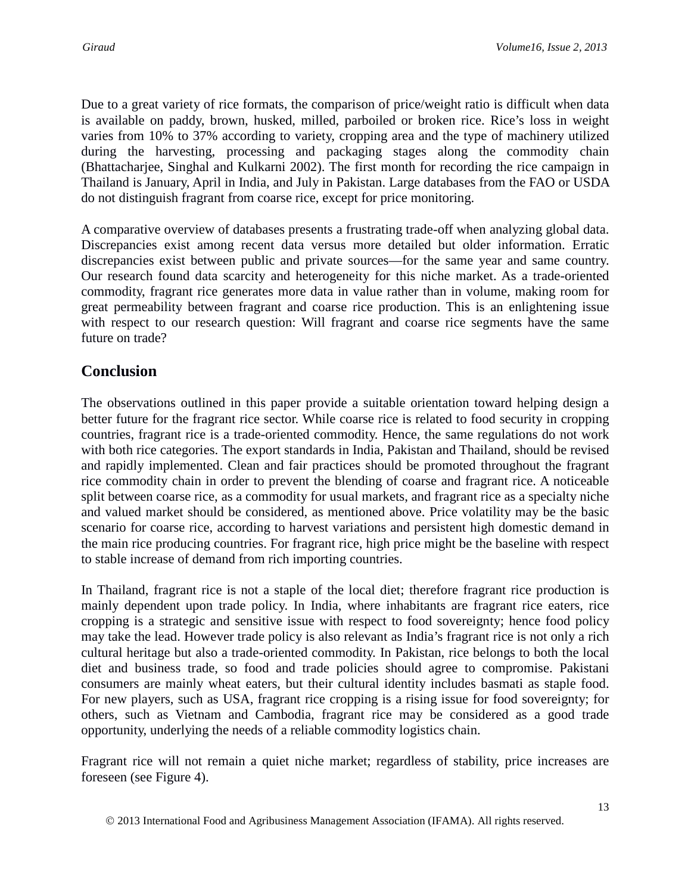Due to a great variety of rice formats, the comparison of price/weight ratio is difficult when data is available on paddy, brown, husked, milled, parboiled or broken rice. Rice's loss in weight varies from 10% to 37% according to variety, cropping area and the type of machinery utilized during the harvesting, processing and packaging stages along the commodity chain (Bhattacharjee, Singhal and Kulkarni 2002). The first month for recording the rice campaign in Thailand is January, April in India, and July in Pakistan. Large databases from the FAO or USDA do not distinguish fragrant from coarse rice, except for price monitoring.

A comparative overview of databases presents a frustrating trade-off when analyzing global data. Discrepancies exist among recent data versus more detailed but older information. Erratic discrepancies exist between public and private sources—for the same year and same country. Our research found data scarcity and heterogeneity for this niche market. As a trade-oriented commodity, fragrant rice generates more data in value rather than in volume, making room for great permeability between fragrant and coarse rice production. This is an enlightening issue with respect to our research question: Will fragrant and coarse rice segments have the same future on trade?

## Conclusion

The observations outlined in this paper provide a suitable orientation toward helping design a better future for the fragrant rice sector. While coarse rice is related to food security in cropping countries, fragrant rice is a trade-oriented commodity. Hence, the same regulations do not work with both rice categories. The export standards in India, Pakistan and Thailand, should be revised and rapidly implemented. Clean and fair practices should be promoted throughout the fragrant rice commodity chain in order to prevent the blending of coarse and fragrant rice. A noticeable split between coarse rice, as a commodity for usual markets, and fragrant rice as a specialty niche and valued market should be considered, as mentioned above. Price volatility may be the basic scenario for coarse rice, according to harvest variations and persistent high domestic demand in the main rice producing countries. For fragrant rice, high price might be the baseline with respect to stable increase of demand from rich importing countries.

In Thailand, fragrant rice is not a staple of the local diet; therefore fragrant rice production is mainly dependent upon trade policy. In India, where inhabitants are fragrant rice eaters, rice cropping is a strategic and sensitive issue with respect to food sovereignty; hence food policy may take the lead. However trade policy is also relevant as India's fragrant rice is not only a rich cultural heritage but also a trade-oriented commodity. In Pakistan, rice belongs to both the local diet and business trade, so food and trade policies should agree to compromise. Pakistani consumers are mainly wheat eaters, but their cultural identity includes basmati as staple food. For new players, such as USA, fragrant rice cropping is a rising issue for food sovereignty; for others, such as Vietnam and Cambodia, fragrant rice may be considered as a good trade opportunity, underlying the needs of a reliable commodity logistics chain.

Fragrant rice will not remain a quiet niche market; regardless of stability, price increases are foreseen (see Figure 4).

© 2013 International Food and Agribusiness Management Association (IFAMA). All rights reserved.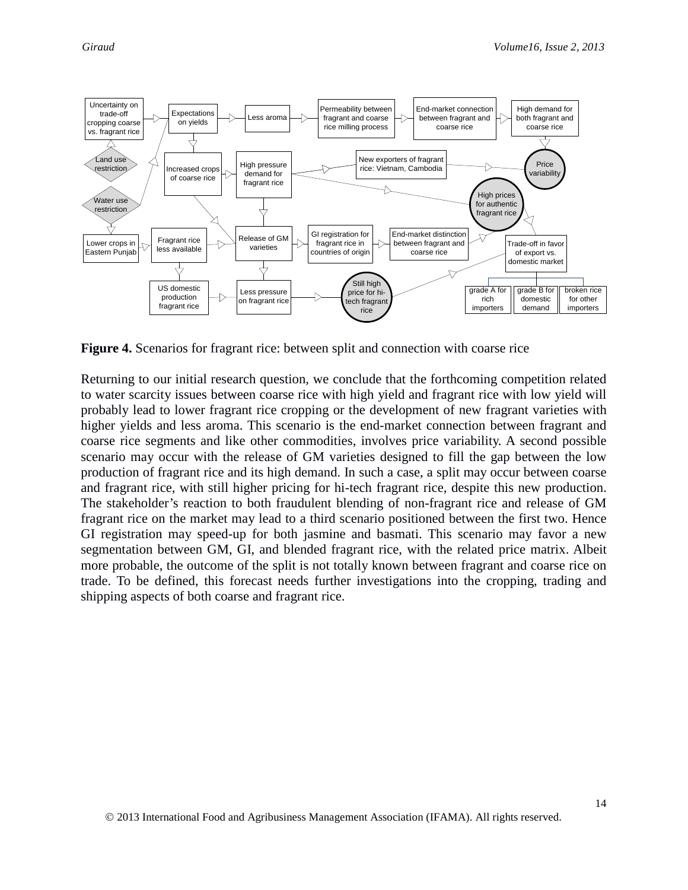**Figure 4.** Scenarios for fragrant rice: between split and connection with coarse rice

Returning to our initial research question, we conclude that the forthcoming competition related to water scarcity issues between coarse rice with high yield and fragrant rice with low yield will probably lead to lower fragrant rice cropping or the development of new fragrant varieties with higher yields and less aroma. This scenario is the end-market connection between fragrant and coarse rice segments and like other commodities, involves price variability. A second possible scenario may occur with the release of GM varieties designed to fill the gap between the low production of fragrant rice and its high demand. In such a case, a split may occur between coarse and fragrant rice, with still higher pricing for hi-tech fragrant rice, despite this new production. The stakeholder's reaction to both fraudulent blending of non-fragrant rice and release of GM fragrant rice on the market may lead to a third scenario positioned between the first two. Hence GI registration may speed-up for both jasmine and basmati. This scenario may favor a new segmentation between GM, GI, and blended fragrant rice, with the related price matrix. Albeit more probable, the outcome of the split is not totally known between fragrant and coarse rice on trade. To be defined, this forecast needs further investigations into the cropping, trading and shipping aspects of both coarse and fragrant rice.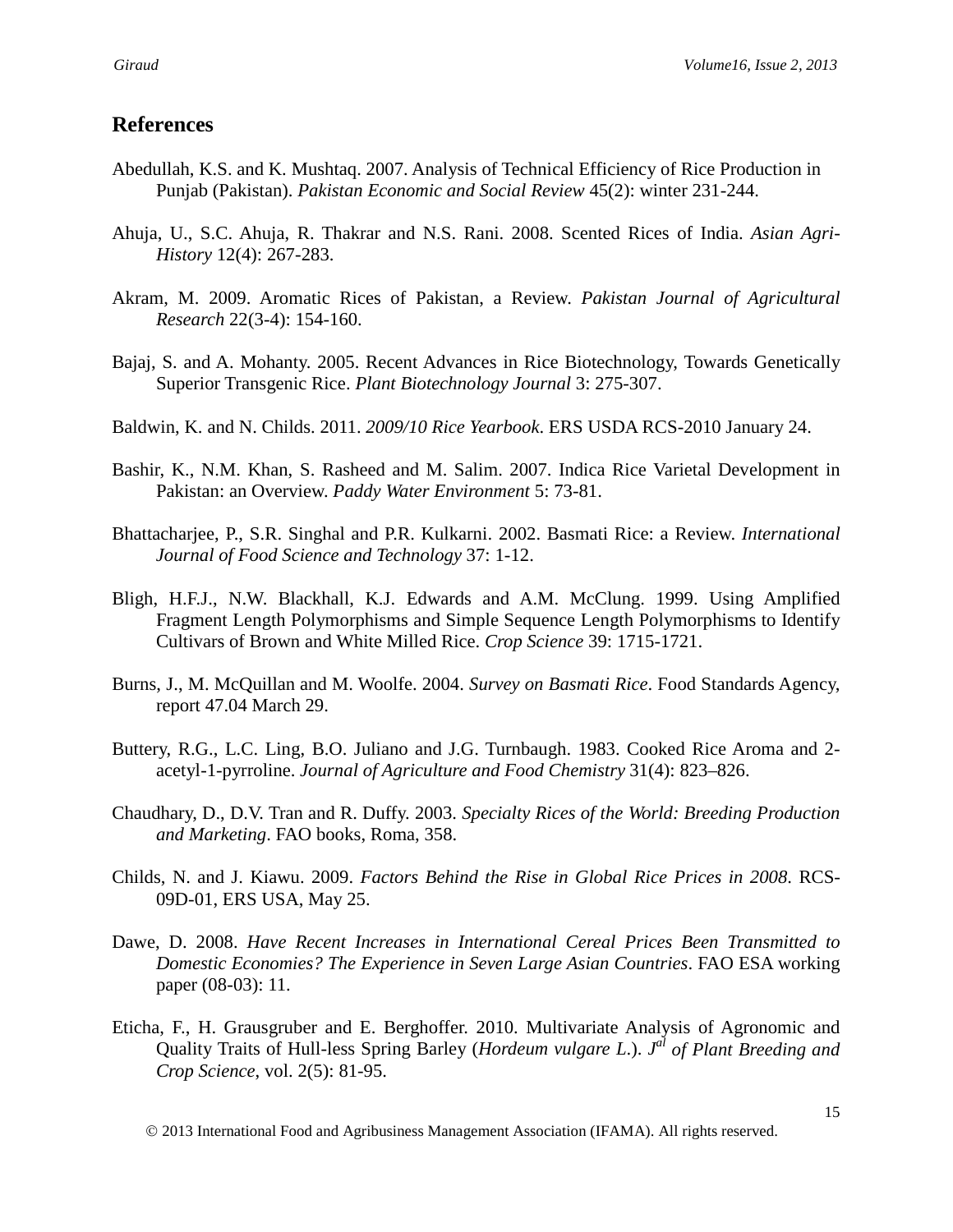## References

Abedullah, K.S. and K. Mushtaq. 2007. Analysis of Technical Efficiency of Rice Production in Punjab (Pakistan). *Pakistan Economic and Social Review* 45(2): winter 231-244.

Ahuja, U., S.C. Ahuja, R. Thakrar and N.S. Rani. 2008. Scented Rices of India. *Asian Agri-History* 12(4): 267-283.

Akram, M. 2009. Aromatic Rices of Pakistan, a Review. *Pakistan Journal of Agricultural Research* 22(3-4): 154-160.

Bajaj, S. and A. Mohanty. 2005. Recent Advances in Rice Biotechnology, Towards Genetically Superior Transgenic Rice. *Plant Biotechnology Journal* 3: 275-307.

Baldwin, K. and N. Childs. 2011. *2009/10 Rice Yearbook*. ERS USDA RCS-2010 January 24.

Bashir, K., N.M. Khan, S. Rasheed and M. Salim. 2007. Indica Rice Varietal Development in Pakistan: an Overview. *Paddy Water Environment* 5: 73-81.

Bhattacharjee, P., S.R. Singhal and P.R. Kulkarni. 2002. Basmati Rice: a Review. *International Journal of Food Science and Technology* 37: 1-12.

Bligh, H.F.J., N.W. Blackhall, K.J. Edwards and A.M. McClung. 1999. Using Amplified Fragment Length Polymorphisms and Simple Sequence Length Polymorphisms to Identify Cultivars of Brown and White Milled Rice. *Crop Science* 39: 1715-1721.

Burns, J., M. McQuillan and M. Woolfe. 2004. *Survey on Basmati Rice*. Food Standards Agency, report 47.04 March 29.

Buttery, R.G., L.C. Ling, B.O. Juliano and J.G. Turnbaugh. 1983. Cooked Rice Aroma and 2-acetyl-1-pyrroline. *Journal of Agriculture and Food Chemistry* 31(4): 823–826.

Chaudhary, D., D.V. Tran and R. Duffy. 2003. *Specialty Rices of the World: Breeding Production and Marketing*. FAO books, Roma, 358.

Childs, N. and J. Kiawu. 2009. *Factors Behind the Rise in Global Rice Prices in 2008*. RCS-09D-01, ERS USA, May 25.

Dawe, D. 2008. *Have Recent Increases in International Cereal Prices Been Transmitted to Domestic Economies? The Experience in Seven Large Asian Countries*. FAO ESA working paper (08-03): 11.

Eticha, F., H. Grausgruber and E. Berghoffer. 2010. Multivariate Analysis of Agronomic and Quality Traits of Hull-less Spring Barley (*Hordeum vulgare L.*). *J^al^ of Plant Breeding and Crop Science*, vol. 2(5): 81-95.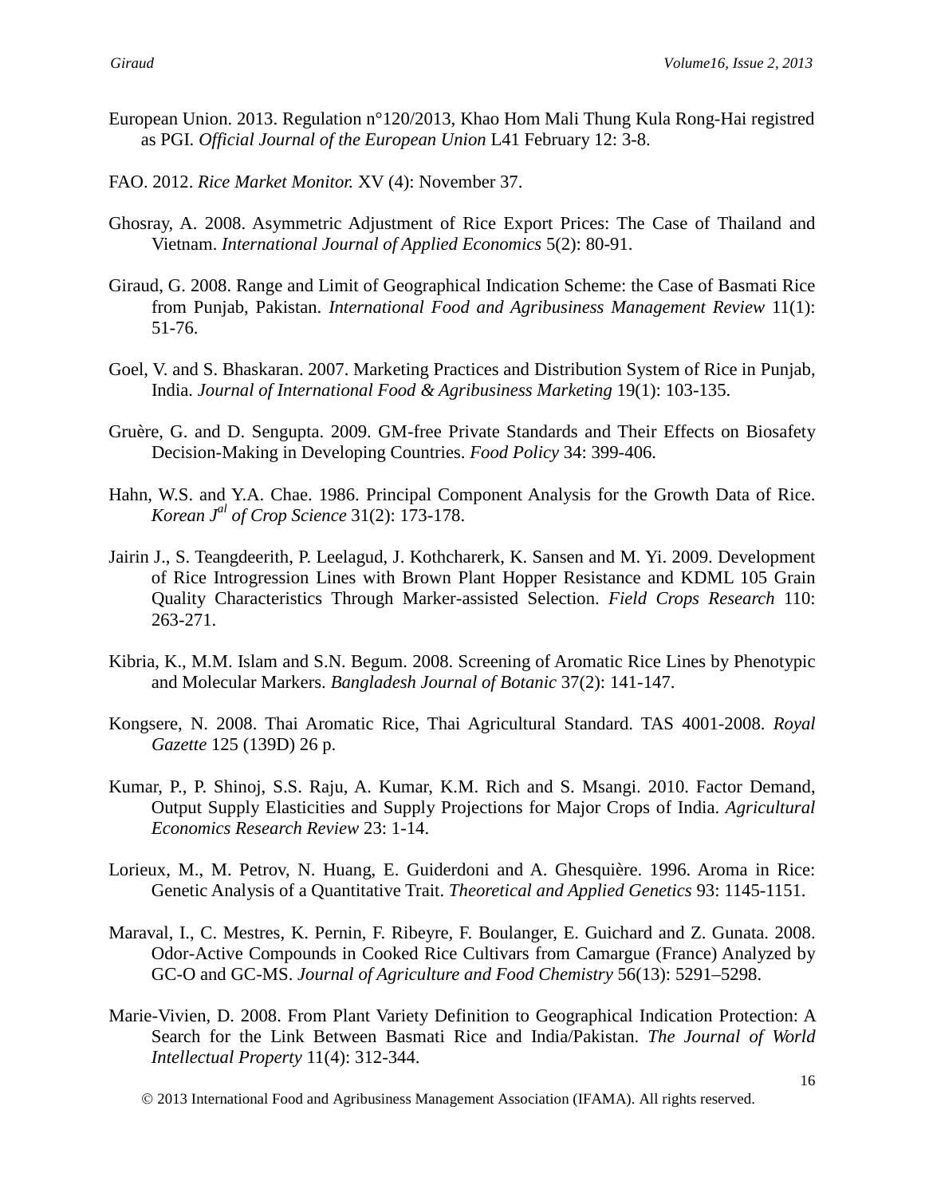European Union. 2013. Regulation n°120/2013, Khao Hom Mali Thung Kula Rong-Hai registred as PGI. *Official Journal of the European Union* L41 February 12: 3-8.

FAO. 2012. *Rice Market Monitor.* XV (4): November 37.

Ghosray, A. 2008. Asymmetric Adjustment of Rice Export Prices: The Case of Thailand and Vietnam. *International Journal of Applied Economics* 5(2): 80-91.

Giraud, G. 2008. Range and Limit of Geographical Indication Scheme: the Case of Basmati Rice from Punjab, Pakistan. *International Food and Agribusiness Management Review* 11(1): 51-76.

Goel, V. and S. Bhaskaran. 2007. Marketing Practices and Distribution System of Rice in Punjab, India. *Journal of International Food & Agribusiness Marketing* 19(1): 103-135.

Gruère, G. and D. Sengupta. 2009. GM-free Private Standards and Their Effects on Biosafety Decision-Making in Developing Countries. *Food Policy* 34: 399-406.

Hahn, W.S. and Y.A. Chae. 1986. Principal Component Analysis for the Growth Data of Rice. *Korean J[al] of Crop Science* 31(2): 173-178.

Jairin J., S. Teangdeerith, P. Leelagud, J. Kothcharerk, K. Sansen and M. Yi. 2009. Development of Rice Introgression Lines with Brown Plant Hopper Resistance and KDML 105 Grain Quality Characteristics Through Marker-assisted Selection. *Field Crops Research* 110: 263-271.

Kibria, K., M.M. Islam and S.N. Begum. 2008. Screening of Aromatic Rice Lines by Phenotypic and Molecular Markers. *Bangladesh Journal of Botanic* 37(2): 141-147.

Kongsere, N. 2008. Thai Aromatic Rice, Thai Agricultural Standard. TAS 4001-2008. *Royal Gazette* 125 (139D) 26 p.

Kumar, P., P. Shinoj, S.S. Raju, A. Kumar, K.M. Rich and S. Msangi. 2010. Factor Demand, Output Supply Elasticities and Supply Projections for Major Crops of India. *Agricultural Economics Research Review* 23: 1-14.

Lorieux, M., M. Petrov, N. Huang, E. Guiderdoni and A. Ghesquière. 1996. Aroma in Rice: Genetic Analysis of a Quantitative Trait. *Theoretical and Applied Genetics* 93: 1145-1151.

Maraval, I., C. Mestres, K. Pernin, F. Ribeyre, F. Boulanger, E. Guichard and Z. Gunata. 2008. Odor-Active Compounds in Cooked Rice Cultivars from Camargue (France) Analyzed by GC-O and GC-MS. *Journal of Agriculture and Food Chemistry* 56(13): 5291–5298.

Marie-Vivien, D. 2008. From Plant Variety Definition to Geographical Indication Protection: A Search for the Link Between Basmati Rice and India/Pakistan. *The Journal of World Intellectual Property* 11(4): 312-344.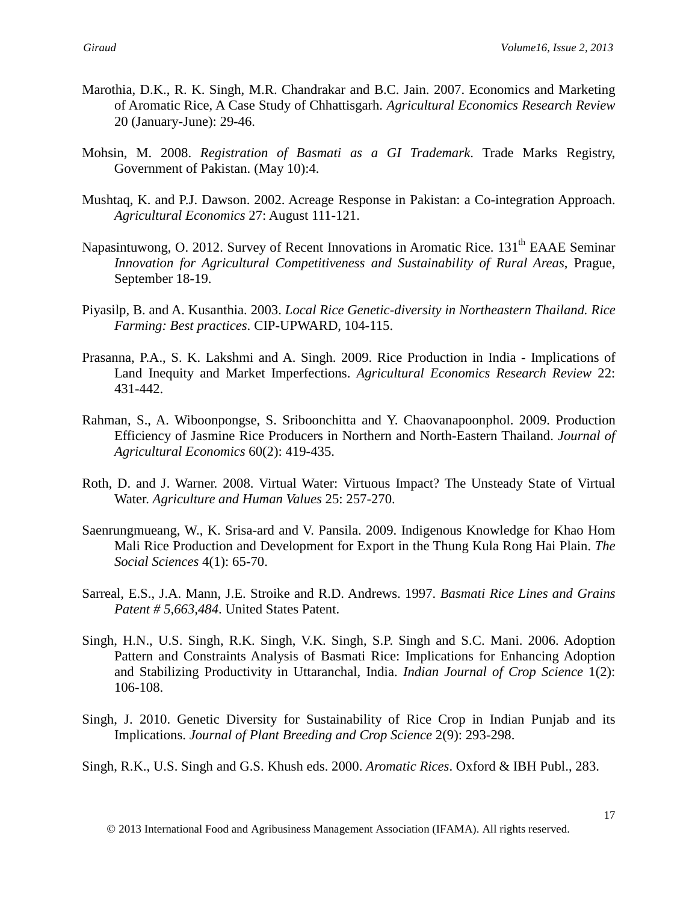Marothia, D.K., R. K. Singh, M.R. Chandrakar and B.C. Jain. 2007. Economics and Marketing of Aromatic Rice, A Case Study of Chhattisgarh. *Agricultural Economics Research Review* 20 (January-June): 29-46.

Mohsin, M. 2008. *Registration of Basmati as a GI Trademark*. Trade Marks Registry, Government of Pakistan. (May 10):4.

Mushtaq, K. and P.J. Dawson. 2002. Acreage Response in Pakistan: a Co-integration Approach. *Agricultural Economics* 27: August 111-121.

Napasintuwong, O. 2012. Survey of Recent Innovations in Aromatic Rice. 131th EAAE Seminar *Innovation for Agricultural Competitiveness and Sustainability of Rural Areas*, Prague, September 18-19.

Piyasilp, B. and A. Kusanthia. 2003. *Local Rice Genetic-diversity in Northeastern Thailand. Rice Farming: Best practices*. CIP-UPWARD, 104-115.

Prasanna, P.A., S. K. Lakshmi and A. Singh. 2009. Rice Production in India - Implications of Land Inequity and Market Imperfections. *Agricultural Economics Research Review* 22: 431-442.

Rahman, S., A. Wiboonpongse, S. Sriboonchitta and Y. Chaovanapoonphol. 2009. Production Efficiency of Jasmine Rice Producers in Northern and North-Eastern Thailand. *Journal of Agricultural Economics* 60(2): 419-435.

Roth, D. and J. Warner. 2008. Virtual Water: Virtuous Impact? The Unsteady State of Virtual Water. *Agriculture and Human Values* 25: 257-270.

Saenrungmueang, W., K. Srisa-ard and V. Pansila. 2009. Indigenous Knowledge for Khao Hom Mali Rice Production and Development for Export in the Thung Kula Rong Hai Plain. *The Social Sciences* 4(1): 65-70.

Sarreal, E.S., J.A. Mann, J.E. Stroike and R.D. Andrews. 1997. *Basmati Rice Lines and Grains Patent # 5,663,484*. United States Patent.

Singh, H.N., U.S. Singh, R.K. Singh, V.K. Singh, S.P. Singh and S.C. Mani. 2006. Adoption Pattern and Constraints Analysis of Basmati Rice: Implications for Enhancing Adoption and Stabilizing Productivity in Uttaranchal, India. *Indian Journal of Crop Science* 1(2): 106-108.

Singh, J. 2010. Genetic Diversity for Sustainability of Rice Crop in Indian Punjab and its Implications. *Journal of Plant Breeding and Crop Science* 2(9): 293-298.

Singh, R.K., U.S. Singh and G.S. Khush eds. 2000. *Aromatic Rices*. Oxford & IBH Publ., 283.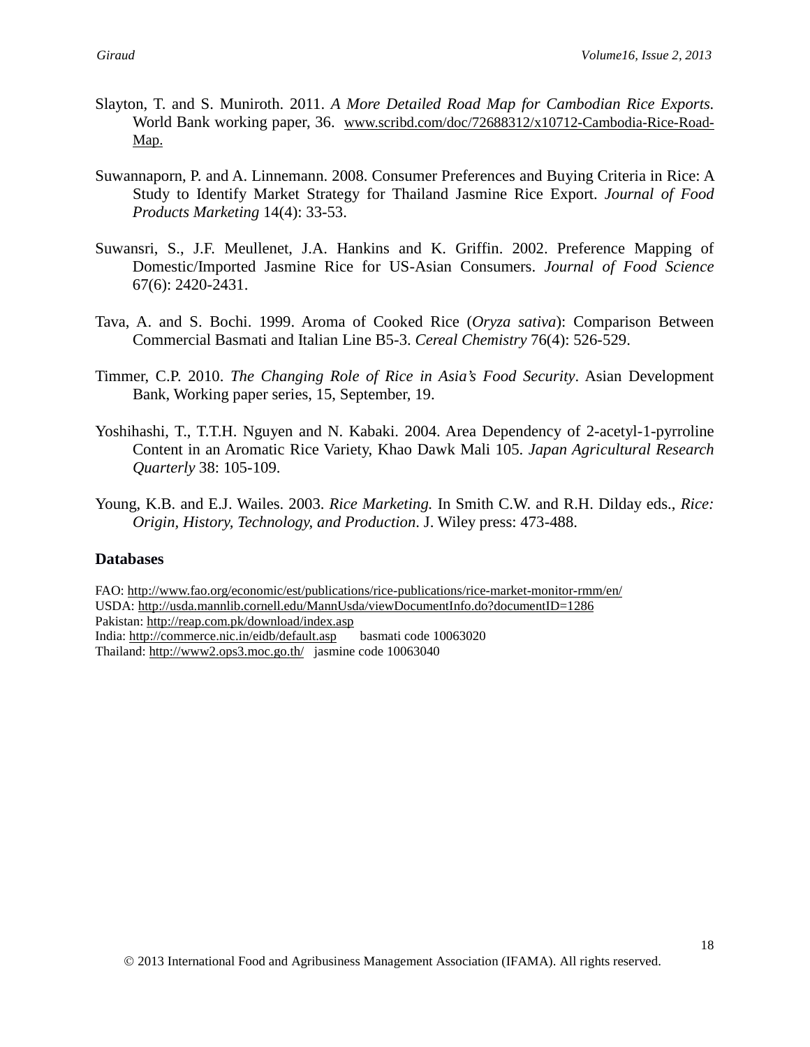Slayton, T. and S. Muniroth. 2011. *A More Detailed Road Map for Cambodian Rice Exports.* World Bank working paper, 36. www.scribd.com/doc/72688312/x10712-Cambodia-Rice-Road-Map.

Suwannaporn, P. and A. Linnemann. 2008. Consumer Preferences and Buying Criteria in Rice: A Study to Identify Market Strategy for Thailand Jasmine Rice Export. *Journal of Food Products Marketing* 14(4): 33-53.

Suwansri, S., J.F. Meullenet, J.A. Hankins and K. Griffin. 2002. Preference Mapping of Domestic/Imported Jasmine Rice for US-Asian Consumers. *Journal of Food Science* 67(6): 2420-2431.

Tava, A. and S. Bochi. 1999. Aroma of Cooked Rice (*Oryza sativa*): Comparison Between Commercial Basmati and Italian Line B5-3. *Cereal Chemistry* 76(4): 526-529.

Timmer, C.P. 2010. *The Changing Role of Rice in Asia's Food Security*. Asian Development Bank, Working paper series, 15, September, 19.

Yoshihashi, T., T.T.H. Nguyen and N. Kabaki. 2004. Area Dependency of 2-acetyl-1-pyrroline Content in an Aromatic Rice Variety, Khao Dawk Mali 105. *Japan Agricultural Research Quarterly* 38: 105-109.

Young, K.B. and E.J. Wailes. 2003. *Rice Marketing.* In Smith C.W. and R.H. Dilday eds., *Rice: Origin, History, Technology, and Production*. J. Wiley press: 473-488.

## Databases

FAO: http://www.fao.org/economic/est/publications/rice-publications/rice-market-monitor-rmm/en/
USDA: http://usda.mannlib.cornell.edu/MannUsda/viewDocumentInfo.do?documentID=1286
Pakistan: http://reap.com.pk/download/index.asp
India: http://commerce.nic.in/eidb/default.asp basmati code 10063020
Thailand: http://www2.ops3.moc.go.th/ jasmine code 10063040

© 2013 International Food and Agribusiness Management Association (IFAMA). All rights reserved.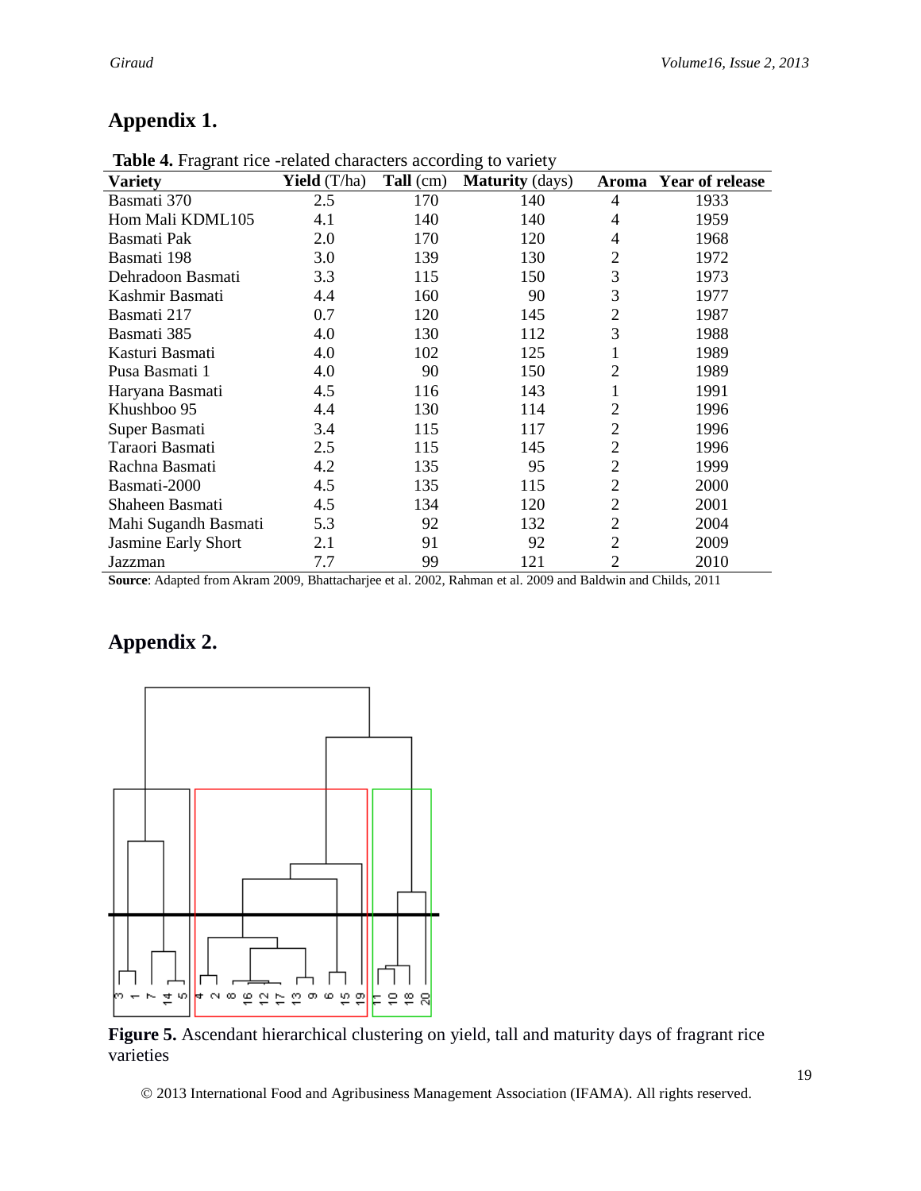# Appendix 1.

**Table 4.** Fragrant rice -related characters according to variety

| Variety | Yield (T/ha) | Tall (cm) | Maturity (days) | Aroma | Year of release |
|---|---|---|---|---|---|
| Basmati 370 | 2.5 | 170 | 140 | 4 | 1933 |
| Hom Mali KDML105 | 4.1 | 140 | 140 | 4 | 1959 |
| Basmati Pak | 2.0 | 170 | 120 | 4 | 1968 |
| Basmati 198 | 3.0 | 139 | 130 | 2 | 1972 |
| Dehradoon Basmati | 3.3 | 115 | 150 | 3 | 1973 |
| Kashmir Basmati | 4.4 | 160 | 90 | 3 | 1977 |
| Basmati 217 | 0.7 | 120 | 145 | 2 | 1987 |
| Basmati 385 | 4.0 | 130 | 112 | 3 | 1988 |
| Kasturi Basmati | 4.0 | 102 | 125 | 1 | 1989 |
| Pusa Basmati 1 | 4.0 | 90 | 150 | 2 | 1989 |
| Haryana Basmati | 4.5 | 116 | 143 | 1 | 1991 |
| Khushboo 95 | 4.4 | 130 | 114 | 2 | 1996 |
| Super Basmati | 3.4 | 115 | 117 | 2 | 1996 |
| Taraori Basmati | 2.5 | 115 | 145 | 2 | 1996 |
| Rachna Basmati | 4.2 | 135 | 95 | 2 | 1999 |
| Basmati-2000 | 4.5 | 135 | 115 | 2 | 2000 |
| Shaheen Basmati | 4.5 | 134 | 120 | 2 | 2001 |
| Mahi Sugandh Basmati | 5.3 | 92 | 132 | 2 | 2004 |
| Jasmine Early Short | 2.1 | 91 | 92 | 2 | 2009 |
| Jazzman | 7.7 | 99 | 121 | 2 | 2010 |

**Source**: Adapted from Akram 2009, Bhattacharjee et al. 2002, Rahman et al. 2009 and Baldwin and Childs, 2011

# Appendix 2.

**Figure 5.** Ascendant hierarchical clustering on yield, tall and maturity days of fragrant rice varieties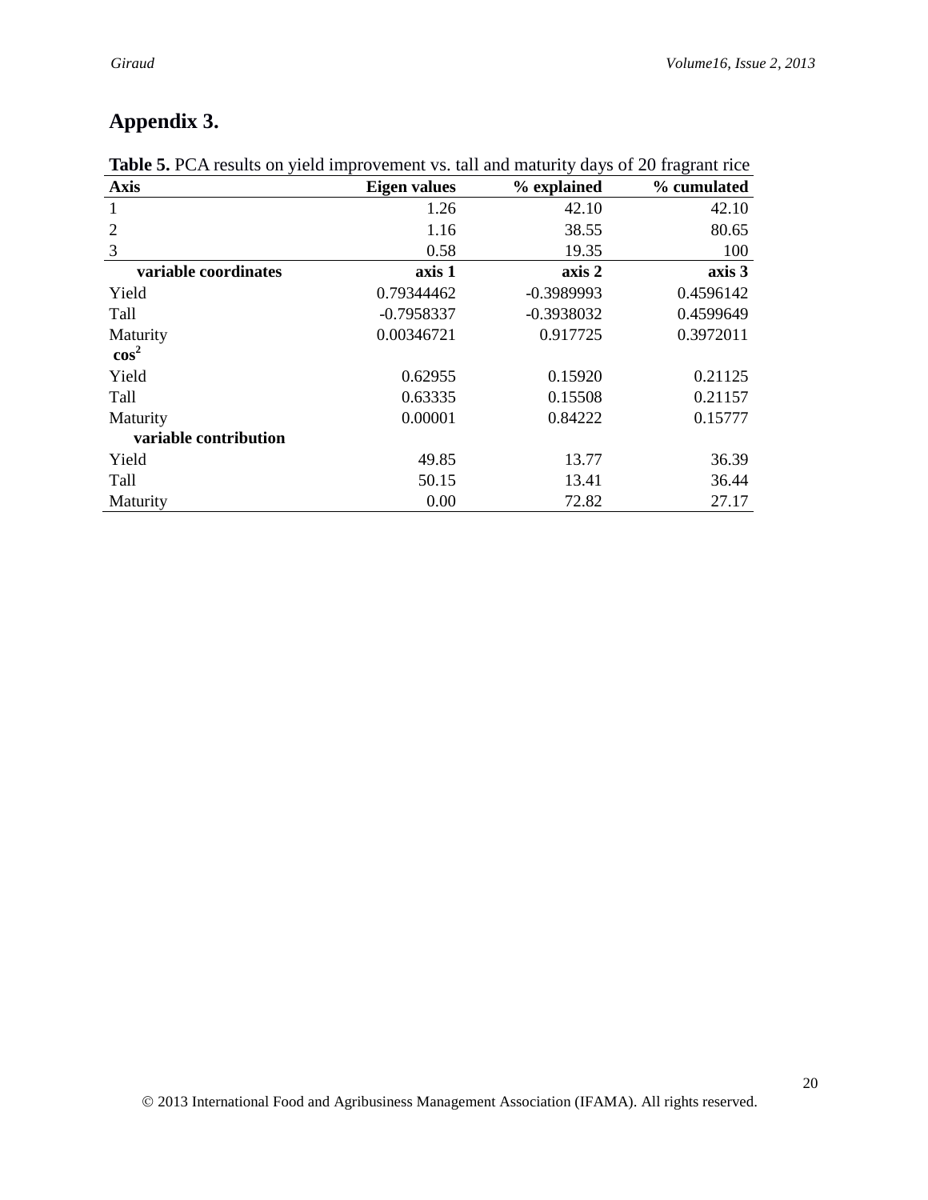## Appendix 3.

**Table 5.** PCA results on yield improvement vs. tall and maturity days of 20 fragrant rice

| Axis | Eigen values | % explained | % cumulated |
|---|---|---|---|
| 1 | 1.26 | 42.10 | 42.10 |
| 2 | 1.16 | 38.55 | 80.65 |
| 3 | 0.58 | 19.35 | 100 |
| **variable coordinates** | **axis 1** | **axis 2** | **axis 3** |
| Yield | 0.79344462 | -0.3989993 | 0.4596142 |
| Tall | -0.7958337 | -0.3938032 | 0.4599649 |
| Maturity | 0.00346721 | 0.917725 | 0.3972011 |
| **$\cos^2$** | | | |
| Yield | 0.62955 | 0.15920 | 0.21125 |
| Tall | 0.63335 | 0.15508 | 0.21157 |
| Maturity | 0.00001 | 0.84222 | 0.15777 |
| **variable contribution** | | | |
| Yield | 49.85 | 13.77 | 36.39 |
| Tall | 50.15 | 13.41 | 36.44 |
| Maturity | 0.00 | 72.82 | 27.17 |

© 2013 International Food and Agribusiness Management Association (IFAMA). All rights reserved.